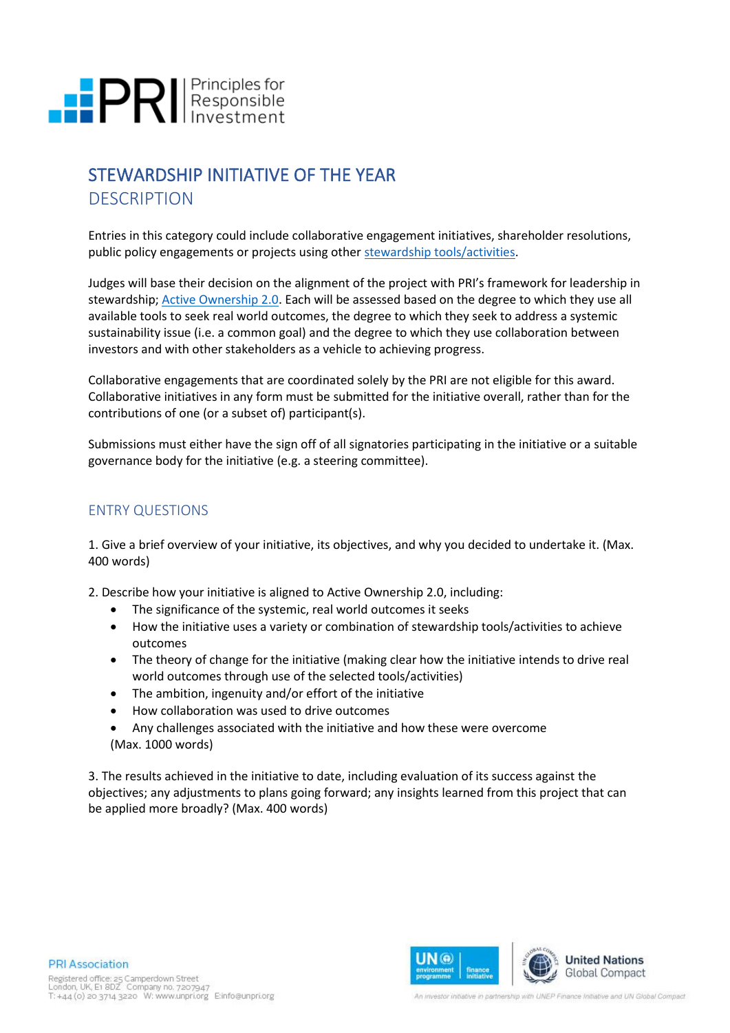# STEWARDSHIP INITIATIVE OF THE YEAR

## DESCRIPTION

Entries in this category could include collaborative engagement initiatives, shareholder resolutions, public policy engagements or projects using other stewardship tools/activities.

Judges will base their decision on the alignment of the project with PRI's framework for leadership in stewardship; Active Ownership 2.0. Each will be assessed based on the degree to which they use all available tools to seek real world outcomes, the degree to which they seek to address a systemic sustainability issue (i.e. a common goal) and the degree to which they use collaboration between investors and with other stakeholders as a vehicle to achieving progress.

Collaborative engagements that are coordinated solely by the PRI are not eligible for this award. Collaborative initiatives in any form must be submitted for the initiative overall, rather than for the contributions of one (or a subset of) participant(s).

Submissions must either have the sign off of all signatories participating in the initiative or a suitable governance body for the initiative (e.g. a steering committee).

## ENTRY QUESTIONS

1. Give a brief overview of your initiative, its objectives, and why you decided to undertake it. (Max. 400 words)

2. Describe how your initiative is aligned to Active Ownership 2.0, including:
   - The significance of the systemic, real world outcomes it seeks
   - How the initiative uses a variety or combination of stewardship tools/activities to achieve outcomes
   - The theory of change for the initiative (making clear how the initiative intends to drive real world outcomes through use of the selected tools/activities)
   - The ambition, ingenuity and/or effort of the initiative
   - How collaboration was used to drive outcomes
   - Any challenges associated with the initiative and how these were overcome

   (Max. 1000 words)

3. The results achieved in the initiative to date, including evaluation of its success against the objectives; any adjustments to plans going forward; any insights learned from this project that can be applied more broadly? (Max. 400 words)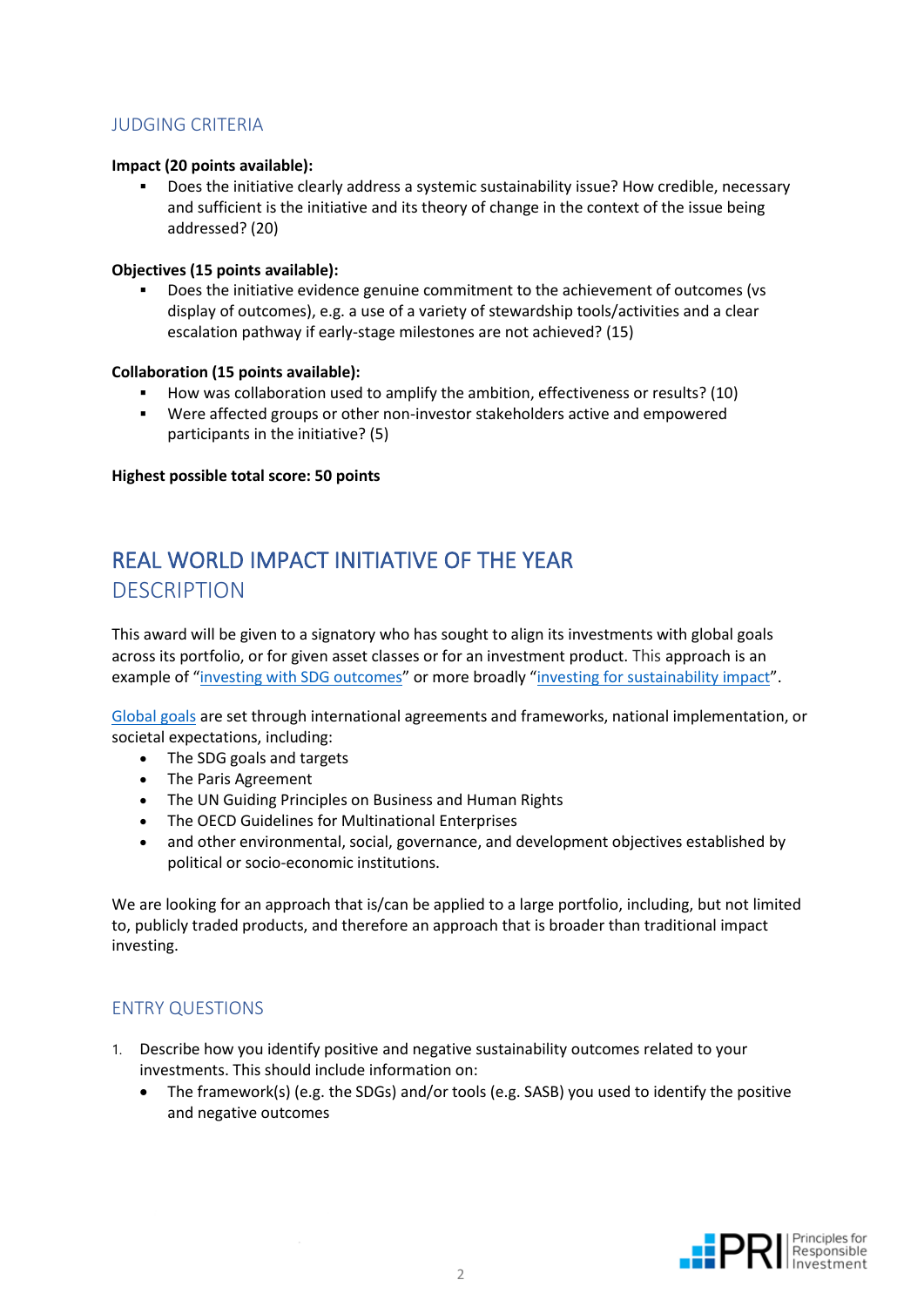## JUDGING CRITERIA

**Impact (20 points available):**

- Does the initiative clearly address a systemic sustainability issue? How credible, necessary and sufficient is the initiative and its theory of change in the context of the issue being addressed? (20)

**Objectives (15 points available):**

- Does the initiative evidence genuine commitment to the achievement of outcomes (vs display of outcomes), e.g. a use of a variety of stewardship tools/activities and a clear escalation pathway if early-stage milestones are not achieved? (15)

**Collaboration (15 points available):**

- How was collaboration used to amplify the ambition, effectiveness or results? (10)
- Were affected groups or other non-investor stakeholders active and empowered participants in the initiative? (5)

**Highest possible total score: 50 points**

# REAL WORLD IMPACT INITIATIVE OF THE YEAR

## DESCRIPTION

This award will be given to a signatory who has sought to align its investments with global goals across its portfolio, or for given asset classes or for an investment product. This approach is an example of "investing with SDG outcomes" or more broadly "investing for sustainability impact".

Global goals are set through international agreements and frameworks, national implementation, or societal expectations, including:

- The SDG goals and targets
- The Paris Agreement
- The UN Guiding Principles on Business and Human Rights
- The OECD Guidelines for Multinational Enterprises
- and other environmental, social, governance, and development objectives established by political or socio-economic institutions.

We are looking for an approach that is/can be applied to a large portfolio, including, but not limited to, publicly traded products, and therefore an approach that is broader than traditional impact investing.

## ENTRY QUESTIONS

1. Describe how you identify positive and negative sustainability outcomes related to your investments. This should include information on:
   - The framework(s) (e.g. the SDGs) and/or tools (e.g. SASB) you used to identify the positive and negative outcomes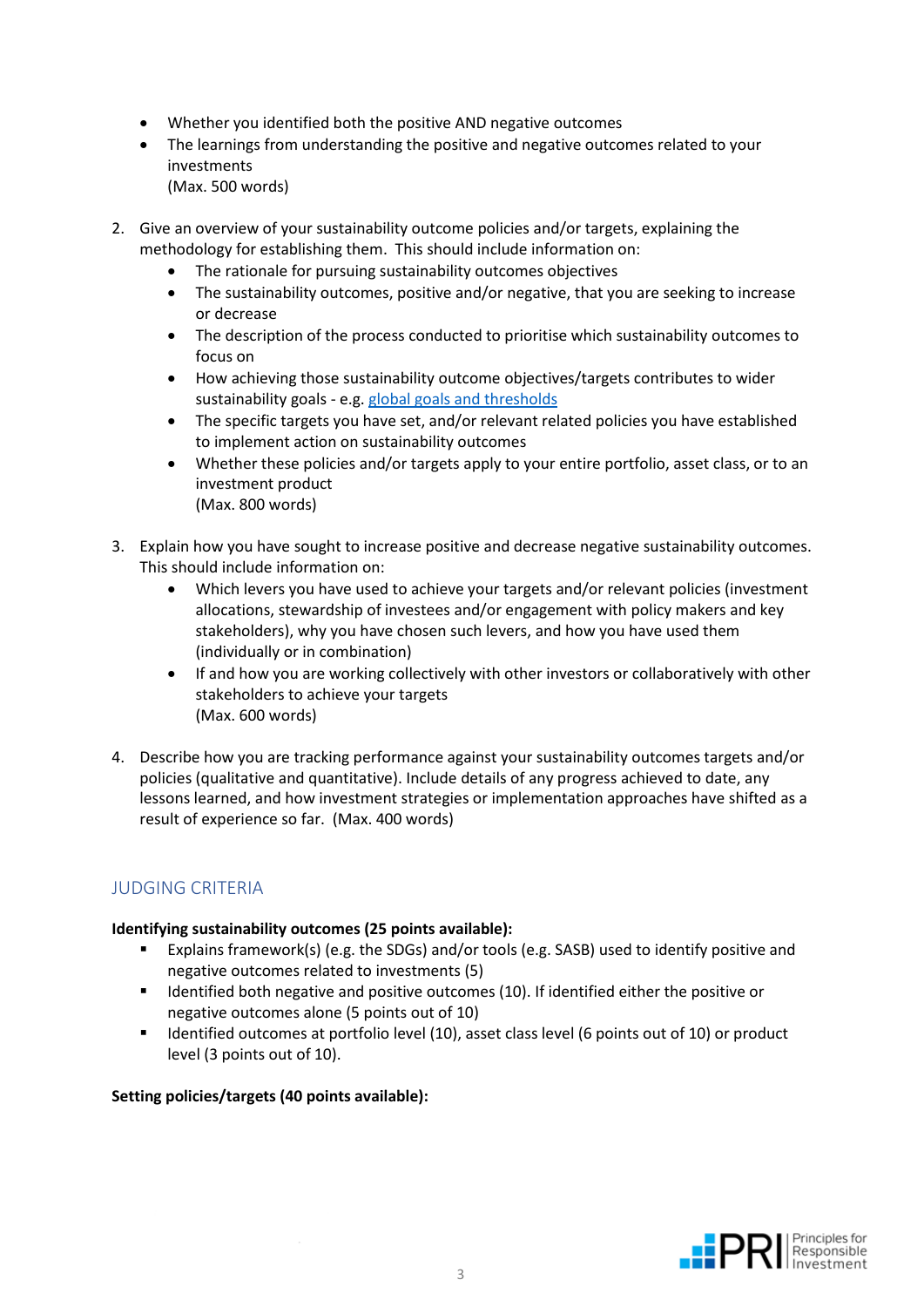- Whether you identified both the positive AND negative outcomes
- The learnings from understanding the positive and negative outcomes related to your investments
  (Max. 500 words)

2. Give an overview of your sustainability outcome policies and/or targets, explaining the methodology for establishing them. This should include information on:
   - The rationale for pursuing sustainability outcomes objectives
   - The sustainability outcomes, positive and/or negative, that you are seeking to increase or decrease
   - The description of the process conducted to prioritise which sustainability outcomes to focus on
   - How achieving those sustainability outcome objectives/targets contributes to wider sustainability goals - e.g. global goals and thresholds
   - The specific targets you have set, and/or relevant related policies you have established to implement action on sustainability outcomes
   - Whether these policies and/or targets apply to your entire portfolio, asset class, or to an investment product
     (Max. 800 words)

3. Explain how you have sought to increase positive and decrease negative sustainability outcomes. This should include information on:
   - Which levers you have used to achieve your targets and/or relevant policies (investment allocations, stewardship of investees and/or engagement with policy makers and key stakeholders), why you have chosen such levers, and how you have used them (individually or in combination)
   - If and how you are working collectively with other investors or collaboratively with other stakeholders to achieve your targets
     (Max. 600 words)

4. Describe how you are tracking performance against your sustainability outcomes targets and/or policies (qualitative and quantitative). Include details of any progress achieved to date, any lessons learned, and how investment strategies or implementation approaches have shifted as a result of experience so far. (Max. 400 words)

## JUDGING CRITERIA

**Identifying sustainability outcomes (25 points available):**

- Explains framework(s) (e.g. the SDGs) and/or tools (e.g. SASB) used to identify positive and negative outcomes related to investments (5)
- Identified both negative and positive outcomes (10). If identified either the positive or negative outcomes alone (5 points out of 10)
- Identified outcomes at portfolio level (10), asset class level (6 points out of 10) or product level (3 points out of 10).

**Setting policies/targets (40 points available):**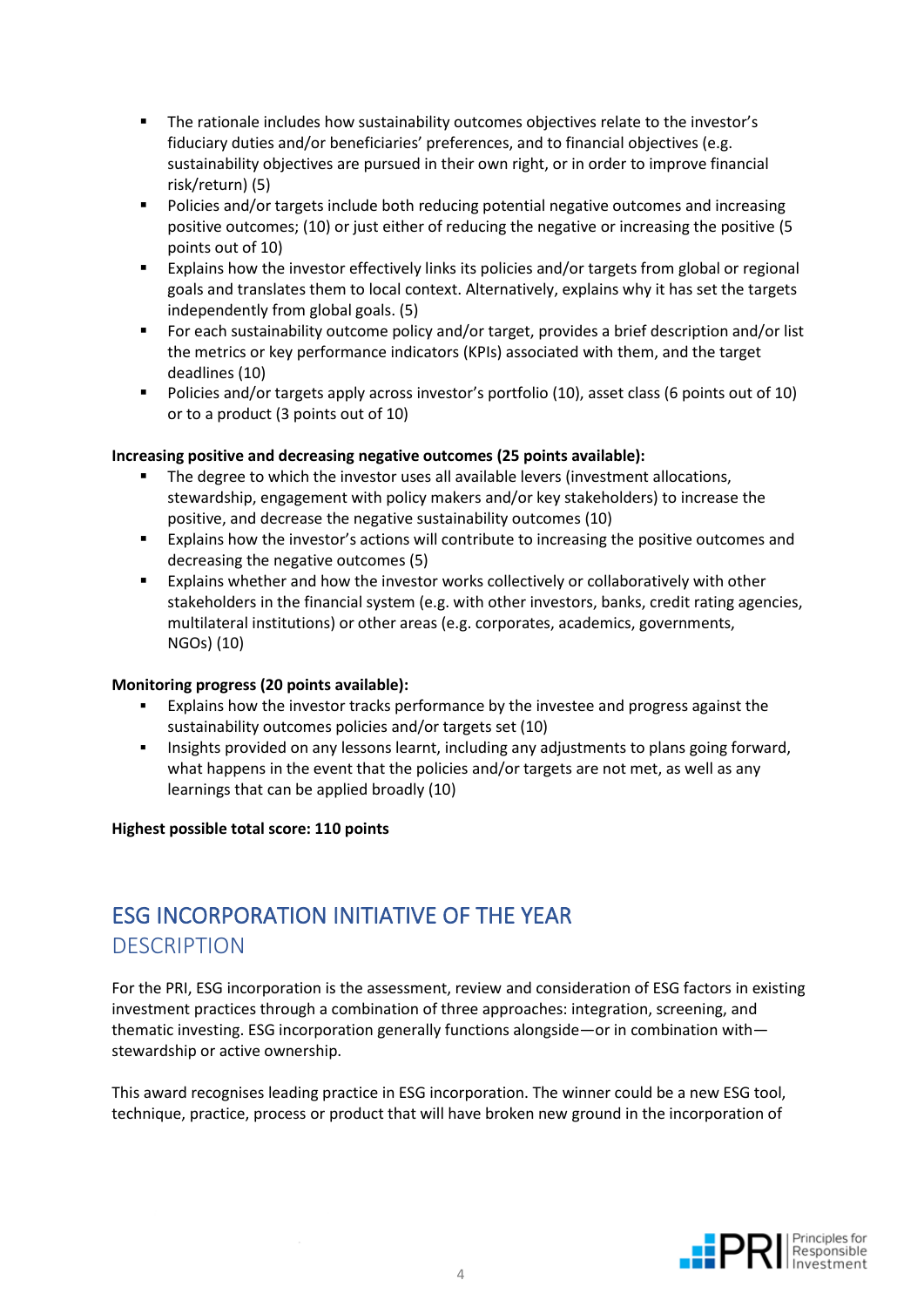- The rationale includes how sustainability outcomes objectives relate to the investor's fiduciary duties and/or beneficiaries' preferences, and to financial objectives (e.g. sustainability objectives are pursued in their own right, or in order to improve financial risk/return) (5)
- Policies and/or targets include both reducing potential negative outcomes and increasing positive outcomes; (10) or just either of reducing the negative or increasing the positive (5 points out of 10)
- Explains how the investor effectively links its policies and/or targets from global or regional goals and translates them to local context. Alternatively, explains why it has set the targets independently from global goals. (5)
- For each sustainability outcome policy and/or target, provides a brief description and/or list the metrics or key performance indicators (KPIs) associated with them, and the target deadlines (10)
- Policies and/or targets apply across investor's portfolio (10), asset class (6 points out of 10) or to a product (3 points out of 10)

**Increasing positive and decreasing negative outcomes (25 points available):**

- The degree to which the investor uses all available levers (investment allocations, stewardship, engagement with policy makers and/or key stakeholders) to increase the positive, and decrease the negative sustainability outcomes (10)
- Explains how the investor's actions will contribute to increasing the positive outcomes and decreasing the negative outcomes (5)
- Explains whether and how the investor works collectively or collaboratively with other stakeholders in the financial system (e.g. with other investors, banks, credit rating agencies, multilateral institutions) or other areas (e.g. corporates, academics, governments, NGOs) (10)

**Monitoring progress (20 points available):**

- Explains how the investor tracks performance by the investee and progress against the sustainability outcomes policies and/or targets set (10)
- Insights provided on any lessons learnt, including any adjustments to plans going forward, what happens in the event that the policies and/or targets are not met, as well as any learnings that can be applied broadly (10)

**Highest possible total score: 110 points**

## ESG INCORPORATION INITIATIVE OF THE YEAR

### DESCRIPTION

For the PRI, ESG incorporation is the assessment, review and consideration of ESG factors in existing investment practices through a combination of three approaches: integration, screening, and thematic investing. ESG incorporation generally functions alongside—or in combination with—stewardship or active ownership.

This award recognises leading practice in ESG incorporation. The winner could be a new ESG tool, technique, practice, process or product that will have broken new ground in the incorporation of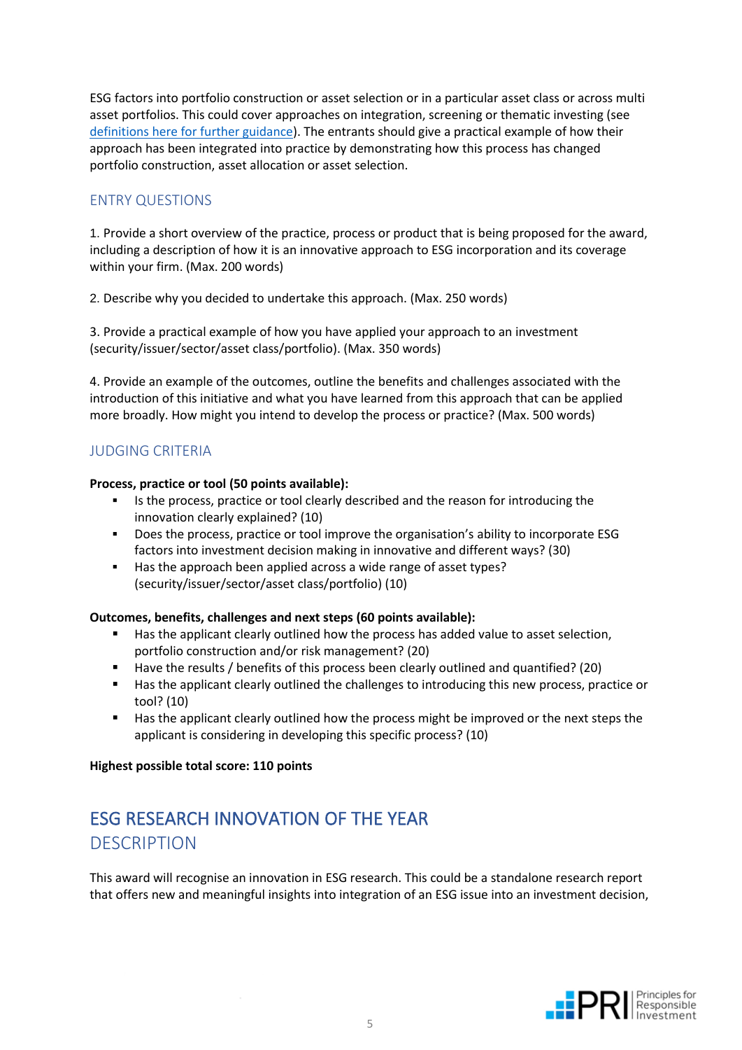ESG factors into portfolio construction or asset selection or in a particular asset class or across multi asset portfolios. This could cover approaches on integration, screening or thematic investing (see [definitions here for further guidance]). The entrants should give a practical example of how their approach has been integrated into practice by demonstrating how this process has changed portfolio construction, asset allocation or asset selection.

### ENTRY QUESTIONS

1. Provide a short overview of the practice, process or product that is being proposed for the award, including a description of how it is an innovative approach to ESG incorporation and its coverage within your firm. (Max. 200 words)

2. Describe why you decided to undertake this approach. (Max. 250 words)

3. Provide a practical example of how you have applied your approach to an investment (security/issuer/sector/asset class/portfolio). (Max. 350 words)

4. Provide an example of the outcomes, outline the benefits and challenges associated with the introduction of this initiative and what you have learned from this approach that can be applied more broadly. How might you intend to develop the process or practice? (Max. 500 words)

### JUDGING CRITERIA

**Process, practice or tool (50 points available):**

- Is the process, practice or tool clearly described and the reason for introducing the innovation clearly explained? (10)
- Does the process, practice or tool improve the organisation's ability to incorporate ESG factors into investment decision making in innovative and different ways? (30)
- Has the approach been applied across a wide range of asset types? (security/issuer/sector/asset class/portfolio) (10)

**Outcomes, benefits, challenges and next steps (60 points available):**

- Has the applicant clearly outlined how the process has added value to asset selection, portfolio construction and/or risk management? (20)
- Have the results / benefits of this process been clearly outlined and quantified? (20)
- Has the applicant clearly outlined the challenges to introducing this new process, practice or tool? (10)
- Has the applicant clearly outlined how the process might be improved or the next steps the applicant is considering in developing this specific process? (10)

**Highest possible total score: 110 points**

## ESG RESEARCH INNOVATION OF THE YEAR

### DESCRIPTION

This award will recognise an innovation in ESG research. This could be a standalone research report that offers new and meaningful insights into integration of an ESG issue into an investment decision,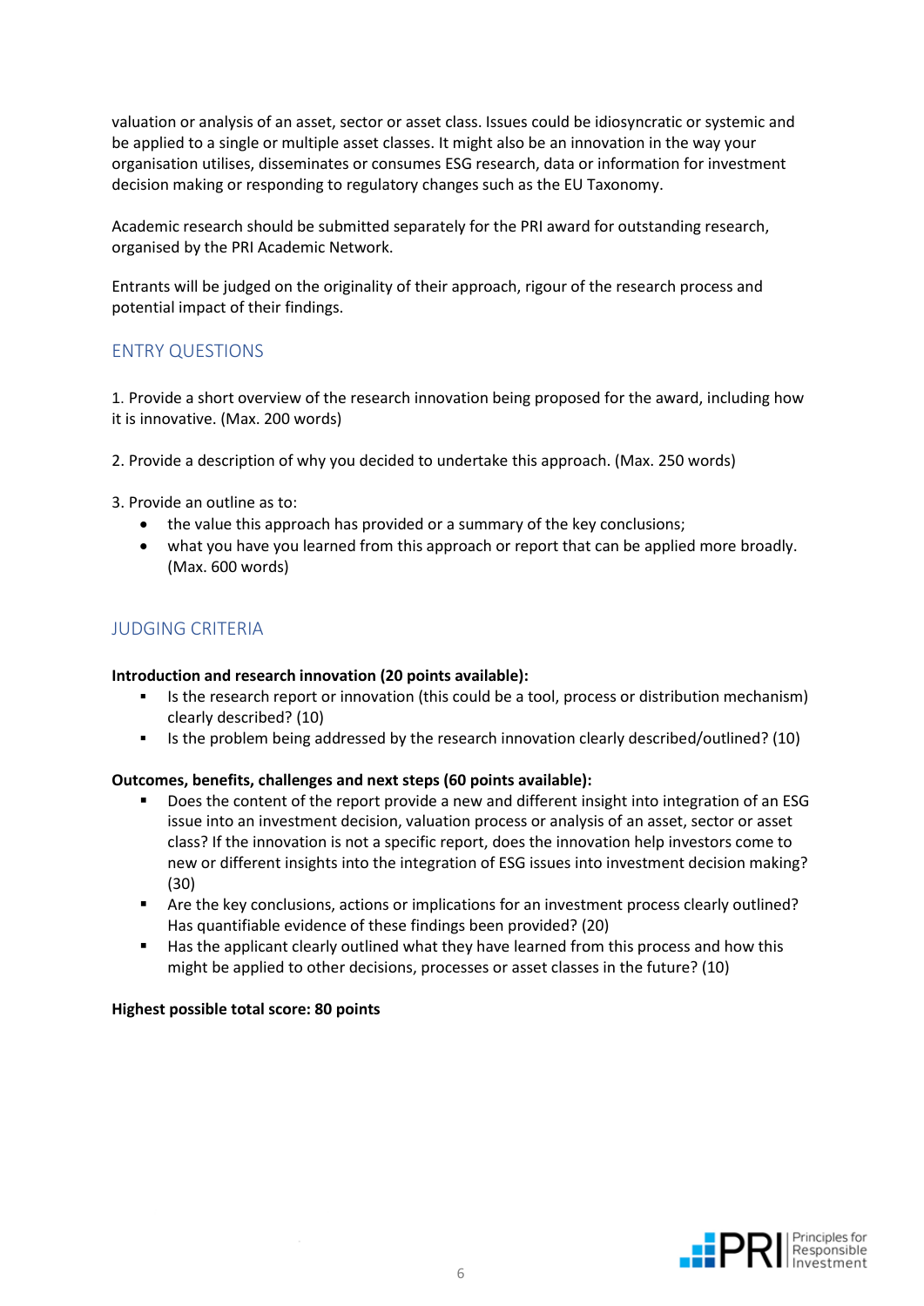valuation or analysis of an asset, sector or asset class. Issues could be idiosyncratic or systemic and be applied to a single or multiple asset classes. It might also be an innovation in the way your organisation utilises, disseminates or consumes ESG research, data or information for investment decision making or responding to regulatory changes such as the EU Taxonomy.

Academic research should be submitted separately for the PRI award for outstanding research, organised by the PRI Academic Network.

Entrants will be judged on the originality of their approach, rigour of the research process and potential impact of their findings.

## ENTRY QUESTIONS

1. Provide a short overview of the research innovation being proposed for the award, including how it is innovative. (Max. 200 words)

2. Provide a description of why you decided to undertake this approach. (Max. 250 words)

3. Provide an outline as to:
    - the value this approach has provided or a summary of the key conclusions;
    - what you have you learned from this approach or report that can be applied more broadly. (Max. 600 words)

## JUDGING CRITERIA

**Introduction and research innovation (20 points available):**

- Is the research report or innovation (this could be a tool, process or distribution mechanism) clearly described? (10)
- Is the problem being addressed by the research innovation clearly described/outlined? (10)

**Outcomes, benefits, challenges and next steps (60 points available):**

- Does the content of the report provide a new and different insight into integration of an ESG issue into an investment decision, valuation process or analysis of an asset, sector or asset class? If the innovation is not a specific report, does the innovation help investors come to new or different insights into the integration of ESG issues into investment decision making? (30)
- Are the key conclusions, actions or implications for an investment process clearly outlined? Has quantifiable evidence of these findings been provided? (20)
- Has the applicant clearly outlined what they have learned from this process and how this might be applied to other decisions, processes or asset classes in the future? (10)

**Highest possible total score: 80 points**